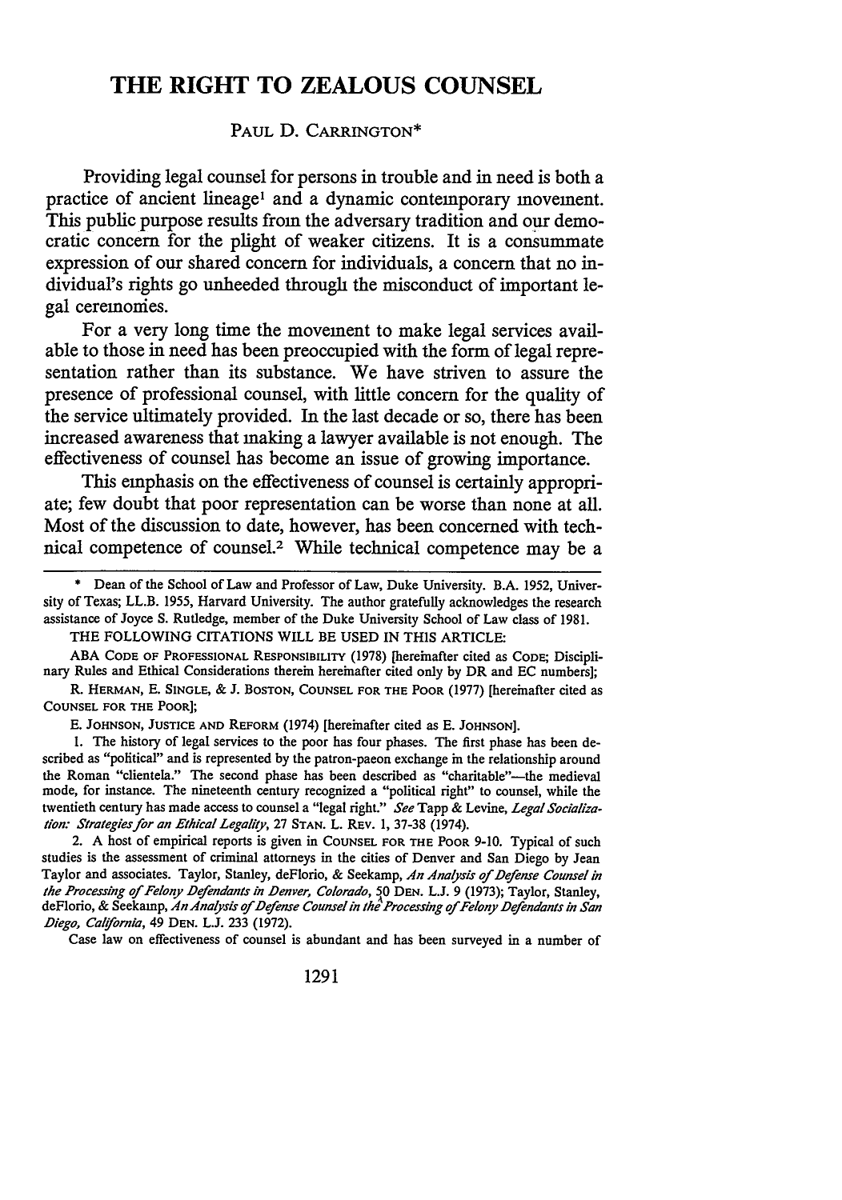# THE RIGHT TO ZEALOUS COUNSEL

PAUL D. CARRINGTON*

Providing legal counsel for persons in trouble and in need is both a practice of ancient lineage[1] and a dynamic contemporary movement. This public purpose results from the adversary tradition and our democratic concern for the plight of weaker citizens. It is a consummate expression of our shared concern for individuals, a concern that no individual's rights go unheeded through the misconduct of important legal ceremonies.

For a very long time the movement to make legal services available to those in need has been preoccupied with the form of legal representation rather than its substance. We have striven to assure the presence of professional counsel, with little concern for the quality of the service ultimately provided. In the last decade or so, there has been increased awareness that making a lawyer available is not enough. The effectiveness of counsel has become an issue of growing importance.

This emphasis on the effectiveness of counsel is certainly appropriate; few doubt that poor representation can be worse than none at all. Most of the discussion to date, however, has been concerned with technical competence of counsel.[2] While technical competence may be a

---

\* Dean of the School of Law and Professor of Law, Duke University. B.A. 1952, University of Texas; LL.B. 1955, Harvard University. The author gratefully acknowledges the research assistance of Joyce S. Rutledge, member of the Duke University School of Law class of 1981.

THE FOLLOWING CITATIONS WILL BE USED IN THIS ARTICLE:

ABA CODE OF PROFESSIONAL RESPONSIBILITY (1978) [hereinafter cited as CODE; Disciplinary Rules and Ethical Considerations therein hereinafter cited only by DR and EC numbers];

R. HERMAN, E. SINGLE, & J. BOSTON, COUNSEL FOR THE POOR (1977) [hereinafter cited as COUNSEL FOR THE POOR];

E. JOHNSON, JUSTICE AND REFORM (1974) [hereinafter cited as E. JOHNSON].

1. The history of legal services to the poor has four phases. The first phase has been described as "political" and is represented by the patron-paeon exchange in the relationship around the Roman "clientela." The second phase has been described as "charitable"—the medieval mode, for instance. The nineteenth century recognized a "political right" to counsel, while the twentieth century has made access to counsel a "legal right." *See* Tapp & Levine, *Legal Socialization: Strategies for an Ethical Legality*, 27 STAN. L. REV. 1, 37-38 (1974).

2. A host of empirical reports is given in COUNSEL FOR THE POOR 9-10. Typical of such studies is the assessment of criminal attorneys in the cities of Denver and San Diego by Jean Taylor and associates. Taylor, Stanley, deFlorio, & Seekamp, *An Analysis of Defense Counsel in the Processing of Felony Defendants in Denver, Colorado*, 50 DEN. L.J. 9 (1973); Taylor, Stanley, deFlorio, & Seekamp, *An Analysis of Defense Counsel in the Processing of Felony Defendants in San Diego, California*, 49 DEN. L.J. 233 (1972).

Case law on effectiveness of counsel is abundant and has been surveyed in a number of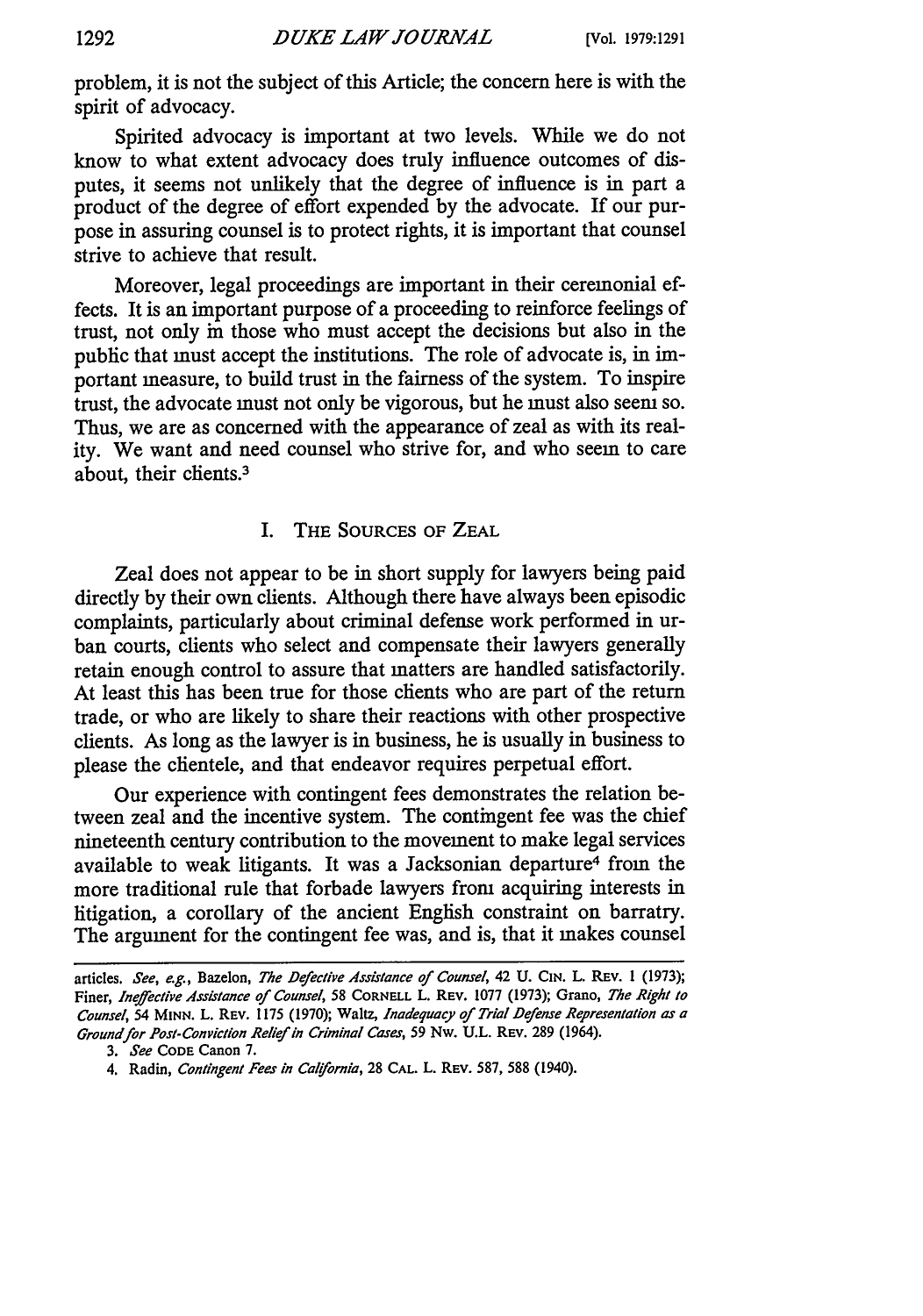problem, it is not the subject of this Article; the concern here is with the spirit of advocacy.

Spirited advocacy is important at two levels. While we do not know to what extent advocacy does truly influence outcomes of disputes, it seems not unlikely that the degree of influence is in part a product of the degree of effort expended by the advocate. If our purpose in assuring counsel is to protect rights, it is important that counsel strive to achieve that result.

Moreover, legal proceedings are important in their ceremonial effects. It is an important purpose of a proceeding to reinforce feelings of trust, not only in those who must accept the decisions but also in the public that must accept the institutions. The role of advocate is, in important measure, to build trust in the fairness of the system. To inspire trust, the advocate must not only be vigorous, but he must also seem so. Thus, we are as concerned with the appearance of zeal as with its reality. We want and need counsel who strive for, and who seem to care about, their clients.[3]

## I. THE SOURCES OF ZEAL

Zeal does not appear to be in short supply for lawyers being paid directly by their own clients. Although there have always been episodic complaints, particularly about criminal defense work performed in urban courts, clients who select and compensate their lawyers generally retain enough control to assure that matters are handled satisfactorily. At least this has been true for those clients who are part of the return trade, or who are likely to share their reactions with other prospective clients. As long as the lawyer is in business, he is usually in business to please the clientele, and that endeavor requires perpetual effort.

Our experience with contingent fees demonstrates the relation between zeal and the incentive system. The contingent fee was the chief nineteenth century contribution to the movement to make legal services available to weak litigants. It was a Jacksonian departure[4] from the more traditional rule that forbade lawyers from acquiring interests in litigation, a corollary of the ancient English constraint on barratry. The argument for the contingent fee was, and is, that it makes counsel

---

articles. *See, e.g.*, Bazelon, *The Defective Assistance of Counsel*, 42 U. CIN. L. REV. 1 (1973); Finer, *Ineffective Assistance of Counsel*, 58 CORNELL L. REV. 1077 (1973); Grano, *The Right to Counsel*, 54 MINN. L. REV. 1175 (1970); Waltz, *Inadequacy of Trial Defense Representation as a Ground for Post-Conviction Relief in Criminal Cases*, 59 NW. U.L. REV. 289 (1964).

3. *See* CODE Canon 7.

4. Radin, *Contingent Fees in California*, 28 CAL. L. REV. 587, 588 (1940).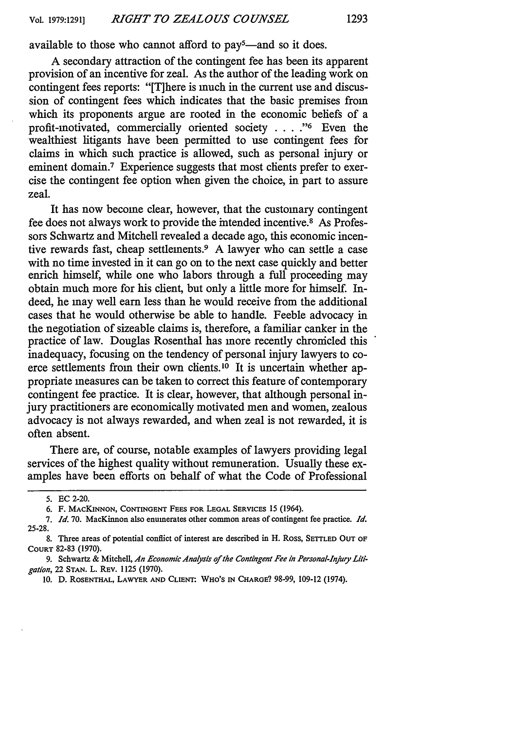available to those who cannot afford to pay[5]—and so it does.

A secondary attraction of the contingent fee has been its apparent provision of an incentive for zeal. As the author of the leading work on contingent fees reports: "[T]here is much in the current use and discussion of contingent fees which indicates that the basic premises from which its proponents argue are rooted in the economic beliefs of a profit-motivated, commercially oriented society . . . ."[6] Even the wealthiest litigants have been permitted to use contingent fees for claims in which such practice is allowed, such as personal injury or eminent domain.[7] Experience suggests that most clients prefer to exercise the contingent fee option when given the choice, in part to assure zeal.

It has now become clear, however, that the customary contingent fee does not always work to provide the intended incentive.[8] As Professors Schwartz and Mitchell revealed a decade ago, this economic incentive rewards fast, cheap settlements.[9] A lawyer who can settle a case with no time invested in it can go on to the next case quickly and better enrich himself, while one who labors through a full proceeding may obtain much more for his client, but only a little more for himself. Indeed, he may well earn less than he would receive from the additional cases that he would otherwise be able to handle. Feeble advocacy in the negotiation of sizeable claims is, therefore, a familiar canker in the practice of law. Douglas Rosenthal has more recently chronicled this inadequacy, focusing on the tendency of personal injury lawyers to coerce settlements from their own clients.[10] It is uncertain whether appropriate measures can be taken to correct this feature of contemporary contingent fee practice. It is clear, however, that although personal injury practitioners are economically motivated men and women, zealous advocacy is not always rewarded, and when zeal is not rewarded, it is often absent.

There are, of course, notable examples of lawyers providing legal services of the highest quality without remuneration. Usually these examples have been efforts on behalf of what the Code of Professional

---

5. EC 2-20.

6. F. MacKinnon, Contingent Fees for Legal Services 15 (1964).

7. *Id.* 70. MacKinnon also enumerates other common areas of contingent fee practice. *Id.* 25-28.

8. Three areas of potential conflict of interest are described in H. Ross, Settled Out of Court 82-83 (1970).

9. Schwartz & Mitchell, *An Economic Analysis of the Contingent Fee in Personal-Injury Litigation*, 22 Stan. L. Rev. 1125 (1970).

10. D. Rosenthal, Lawyer and Client: Who's in Charge? 98-99, 109-12 (1974).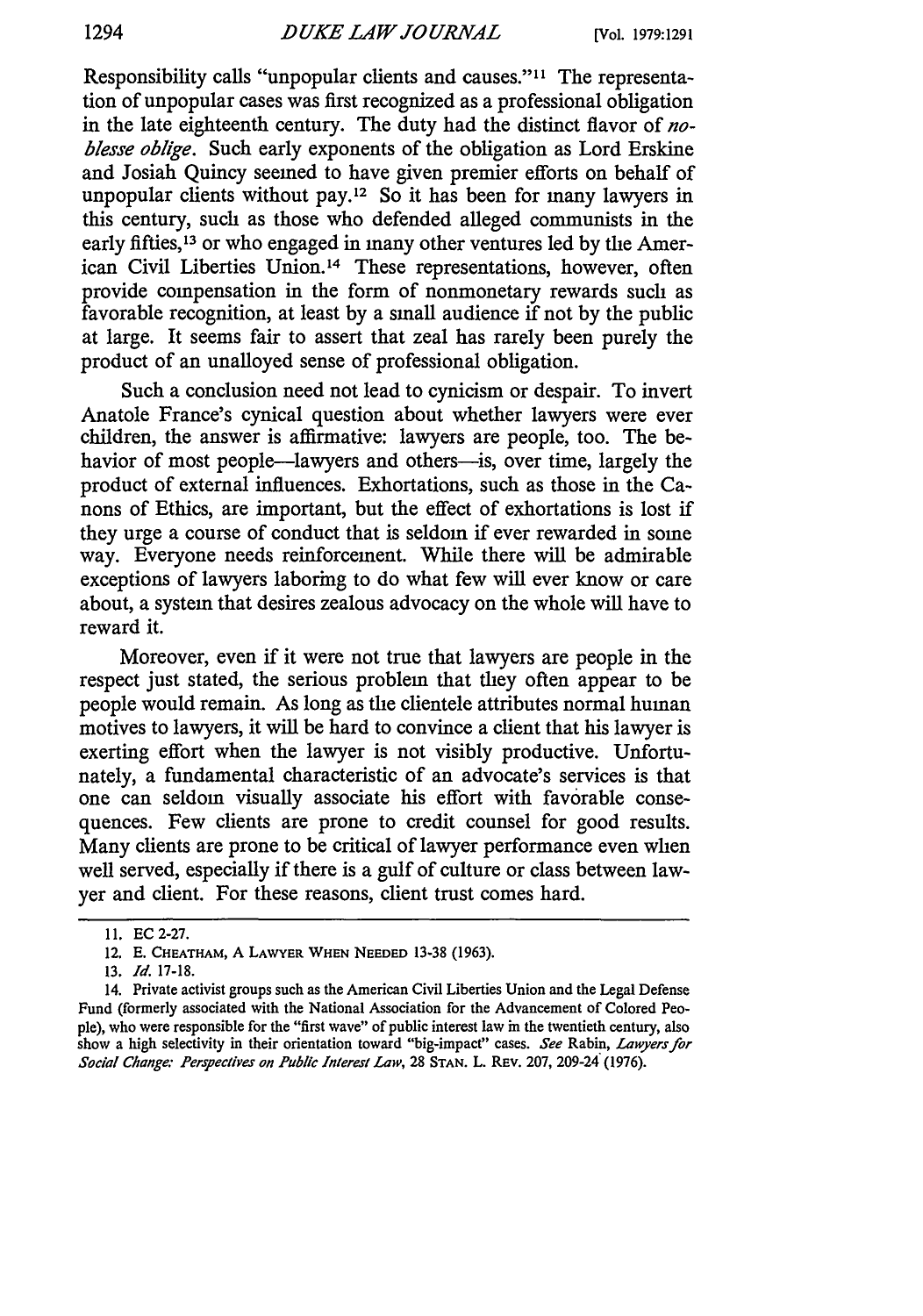Responsibility calls "unpopular clients and causes."[11] The representation of unpopular cases was first recognized as a professional obligation in the late eighteenth century. The duty had the distinct flavor of *noblesse oblige*. Such early exponents of the obligation as Lord Erskine and Josiah Quincy seemed to have given premier efforts on behalf of unpopular clients without pay.[12] So it has been for many lawyers in this century, such as those who defended alleged communists in the early fifties,[13] or who engaged in many other ventures led by the American Civil Liberties Union.[14] These representations, however, often provide compensation in the form of nonmonetary rewards such as favorable recognition, at least by a small audience if not by the public at large. It seems fair to assert that zeal has rarely been purely the product of an unalloyed sense of professional obligation.

Such a conclusion need not lead to cynicism or despair. To invert Anatole France's cynical question about whether lawyers were ever children, the answer is affirmative: lawyers are people, too. The behavior of most people—lawyers and others—is, over time, largely the product of external influences. Exhortations, such as those in the Canons of Ethics, are important, but the effect of exhortations is lost if they urge a course of conduct that is seldom if ever rewarded in some way. Everyone needs reinforcement. While there will be admirable exceptions of lawyers laboring to do what few will ever know or care about, a system that desires zealous advocacy on the whole will have to reward it.

Moreover, even if it were not true that lawyers are people in the respect just stated, the serious problem that they often appear to be people would remain. As long as the clientele attributes normal human motives to lawyers, it will be hard to convince a client that his lawyer is exerting effort when the lawyer is not visibly productive. Unfortunately, a fundamental characteristic of an advocate's services is that one can seldom visually associate his effort with favorable consequences. Few clients are prone to credit counsel for good results. Many clients are prone to be critical of lawyer performance even when well served, especially if there is a gulf of culture or class between lawyer and client. For these reasons, client trust comes hard.

---

11. EC 2-27.

12. E. CHEATHAM, A LAWYER WHEN NEEDED 13-38 (1963).

13. *Id.* 17-18.

14. Private activist groups such as the American Civil Liberties Union and the Legal Defense Fund (formerly associated with the National Association for the Advancement of Colored People), who were responsible for the "first wave" of public interest law in the twentieth century, also show a high selectivity in their orientation toward "big-impact" cases. *See* Rabin, *Lawyers for Social Change: Perspectives on Public Interest Law*, 28 STAN. L. REV. 207, 209-24 (1976).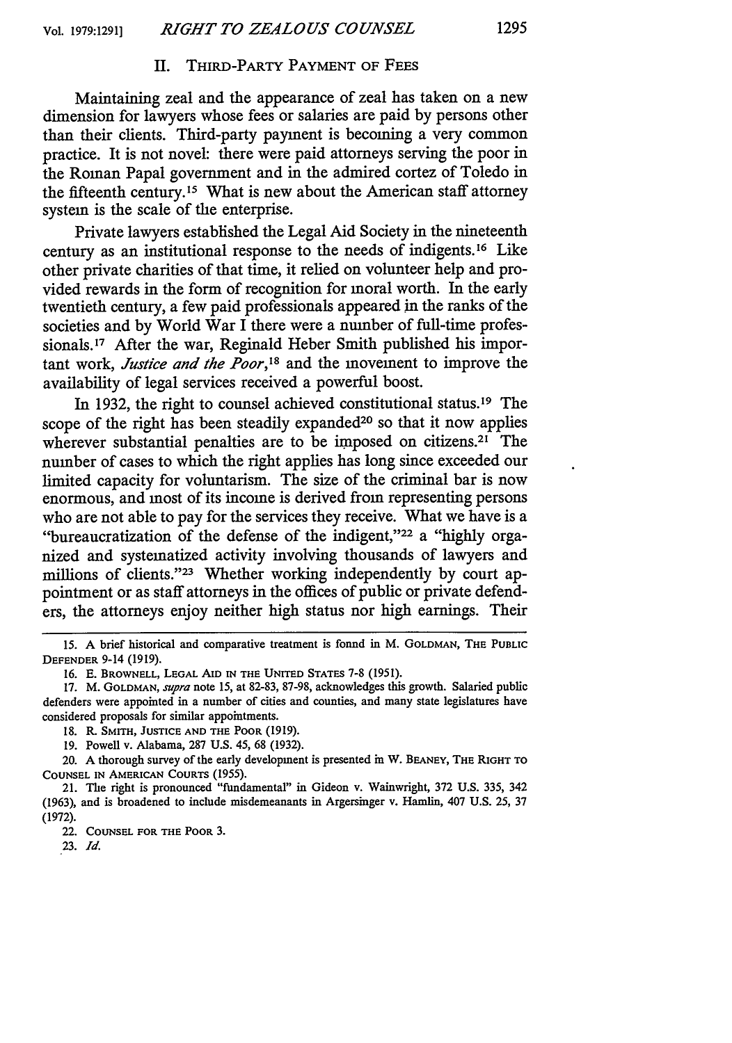## II. Third-Party Payment of Fees

Maintaining zeal and the appearance of zeal has taken on a new dimension for lawyers whose fees or salaries are paid by persons other than their clients. Third-party payment is becoming a very common practice. It is not novel: there were paid attorneys serving the poor in the Roman Papal government and in the admired cortez of Toledo in the fifteenth century.[15] What is new about the American staff attorney system is the scale of the enterprise.

Private lawyers established the Legal Aid Society in the nineteenth century as an institutional response to the needs of indigents.[16] Like other private charities of that time, it relied on volunteer help and provided rewards in the form of recognition for moral worth. In the early twentieth century, a few paid professionals appeared in the ranks of the societies and by World War I there were a number of full-time professionals.[17] After the war, Reginald Heber Smith published his important work, *Justice and the Poor*,[18] and the movement to improve the availability of legal services received a powerful boost.

In 1932, the right to counsel achieved constitutional status.[19] The scope of the right has been steadily expanded[20] so that it now applies wherever substantial penalties are to be imposed on citizens.[21] The number of cases to which the right applies has long since exceeded our limited capacity for voluntarism. The size of the criminal bar is now enormous, and most of its income is derived from representing persons who are not able to pay for the services they receive. What we have is a "bureaucratization of the defense of the indigent,"[22] a "highly organized and systematized activity involving thousands of lawyers and millions of clients."[23] Whether working independently by court appointment or as staff attorneys in the offices of public or private defenders, the attorneys enjoy neither high status nor high earnings. Their

---

15. A brief historical and comparative treatment is found in M. Goldman, The Public Defender 9-14 (1919).

16. E. Brownell, Legal Aid in the United States 7-8 (1951).

17. M. Goldman, *supra* note 15, at 82-83, 87-98, acknowledges this growth. Salaried public defenders were appointed in a number of cities and counties, and many state legislatures have considered proposals for similar appointments.

18. R. Smith, Justice and the Poor (1919).

19. Powell v. Alabama, 287 U.S. 45, 68 (1932).

20. A thorough survey of the early development is presented in W. Beaney, The Right to Counsel in American Courts (1955).

21. The right is pronounced "fundamental" in Gideon v. Wainwright, 372 U.S. 335, 342 (1963), and is broadened to include misdemeanants in Argersinger v. Hamlin, 407 U.S. 25, 37 (1972).

22. Counsel for the Poor 3.

23. *Id.*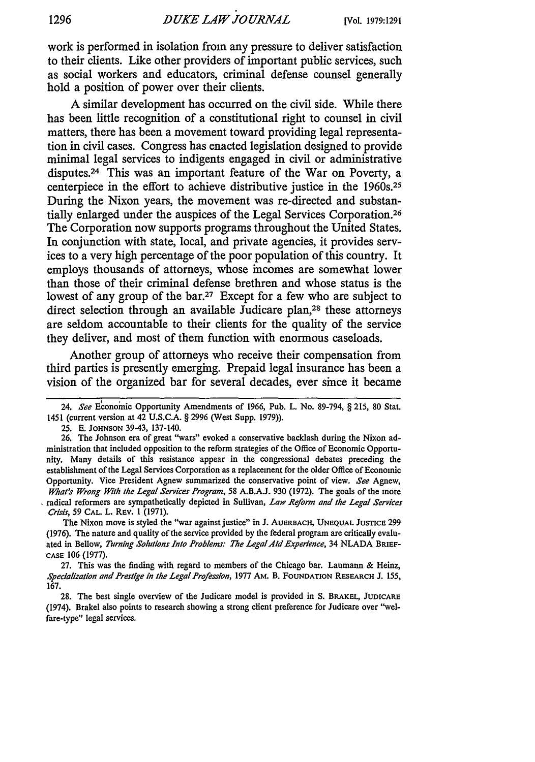work is performed in isolation from any pressure to deliver satisfaction to their clients. Like other providers of important public services, such as social workers and educators, criminal defense counsel generally hold a position of power over their clients.

A similar development has occurred on the civil side. While there has been little recognition of a constitutional right to counsel in civil matters, there has been a movement toward providing legal representation in civil cases. Congress has enacted legislation designed to provide minimal legal services to indigents engaged in civil or administrative disputes.[24] This was an important feature of the War on Poverty, a centerpiece in the effort to achieve distributive justice in the 1960s.[25] During the Nixon years, the movement was re-directed and substantially enlarged under the auspices of the Legal Services Corporation.[26] The Corporation now supports programs throughout the United States. In conjunction with state, local, and private agencies, it provides services to a very high percentage of the poor population of this country. It employs thousands of attorneys, whose incomes are somewhat lower than those of their criminal defense brethren and whose status is the lowest of any group of the bar.[27] Except for a few who are subject to direct selection through an available Judicare plan,[28] these attorneys are seldom accountable to their clients for the quality of the service they deliver, and most of them function with enormous caseloads.

Another group of attorneys who receive their compensation from third parties is presently emerging. Prepaid legal insurance has been a vision of the organized bar for several decades, ever since it became

---

24. *See* Economic Opportunity Amendments of 1966, Pub. L. No. 89-794, § 215, 80 Stat. 1451 (current version at 42 U.S.C.A. § 2996 (West Supp. 1979)).

25. E. JOHNSON 39-43, 137-140.

26. The Johnson era of great "wars" evoked a conservative backlash during the Nixon administration that included opposition to the reform strategies of the Office of Economic Opportunity. Many details of this resistance appear in the congressional debates preceding the establishment of the Legal Services Corporation as a replacement for the older Office of Economic Opportunity. Vice President Agnew summarized the conservative point of view. *See* Agnew, *What's Wrong With the Legal Services Program*, 58 A.B.A.J. 930 (1972). The goals of the more radical reformers are sympathetically depicted in Sullivan, *Law Reform and the Legal Services Crisis*, 59 CAL. L. REV. 1 (1971).

The Nixon move is styled the "war against justice" in J. AUERBACH, UNEQUAL JUSTICE 299 (1976). The nature and quality of the service provided by the federal program are critically evaluated in Bellow, *Turning Solutions Into Problems: The Legal Aid Experience*, 34 NLADA BRIEFCASE 106 (1977).

27. This was the finding with regard to members of the Chicago bar. Laumann & Heinz, *Specialization and Prestige in the Legal Profession*, 1977 AM. B. FOUNDATION RESEARCH J. 155, 167.

28. The best single overview of the Judicare model is provided in S. BRAKEL, JUDICARE (1974). Brakel also points to research showing a strong client preference for Judicare over "welfare-type" legal services.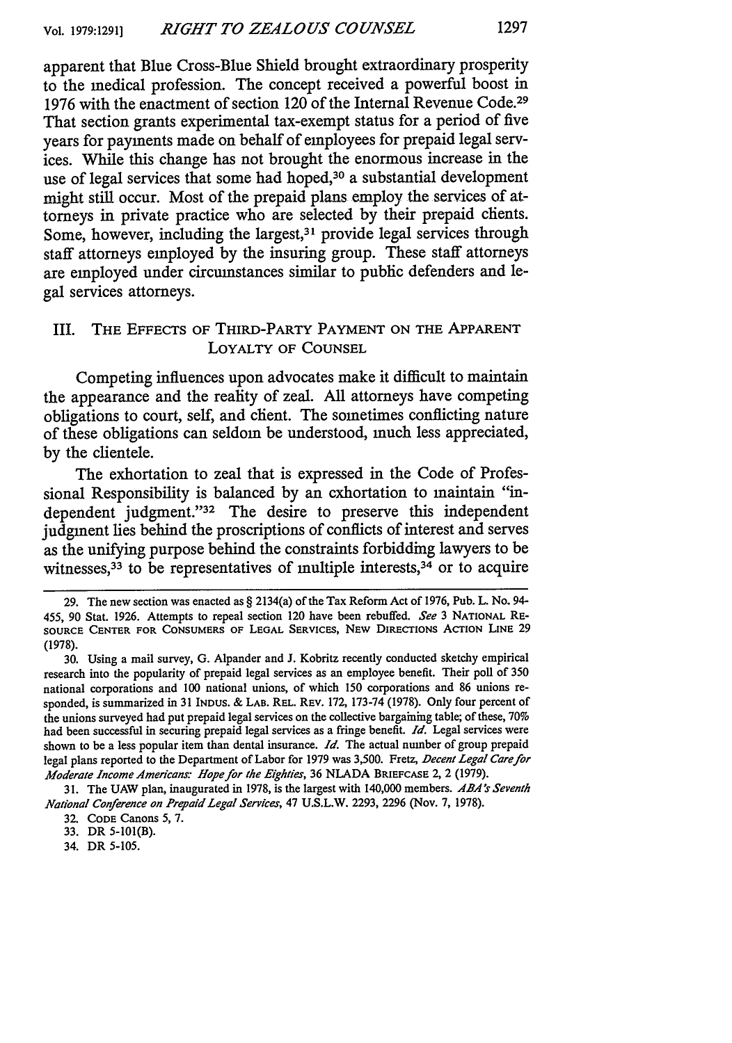apparent that Blue Cross-Blue Shield brought extraordinary prosperity to the medical profession. The concept received a powerful boost in 1976 with the enactment of section 120 of the Internal Revenue Code.[29] That section grants experimental tax-exempt status for a period of five years for payments made on behalf of employees for prepaid legal services. While this change has not brought the enormous increase in the use of legal services that some had hoped,[30] a substantial development might still occur. Most of the prepaid plans employ the services of attorneys in private practice who are selected by their prepaid clients. Some, however, including the largest,[31] provide legal services through staff attorneys employed by the insuring group. These staff attorneys are employed under circumstances similar to public defenders and legal services attorneys.

## III. The Effects of Third-Party Payment on the Apparent Loyalty of Counsel

Competing influences upon advocates make it difficult to maintain the appearance and the reality of zeal. All attorneys have competing obligations to court, self, and client. The sometimes conflicting nature of these obligations can seldom be understood, much less appreciated, by the clientele.

The exhortation to zeal that is expressed in the Code of Professional Responsibility is balanced by an exhortation to maintain "independent judgment."[32] The desire to preserve this independent judgment lies behind the proscriptions of conflicts of interest and serves as the unifying purpose behind the constraints forbidding lawyers to be witnesses,[33] to be representatives of multiple interests,[34] or to acquire

---

29. The new section was enacted as § 2134(a) of the Tax Reform Act of 1976, Pub. L. No. 94-455, 90 Stat. 1926. Attempts to repeal section 120 have been rebuffed. *See* 3 National Resource Center for Consumers of Legal Services, New Directions Action Line 29 (1978).

30. Using a mail survey, G. Alpander and J. Kobritz recently conducted sketchy empirical research into the popularity of prepaid legal services as an employee benefit. Their poll of 350 national corporations and 100 national unions, of which 150 corporations and 86 unions responded, is summarized in 31 Indus. & Lab. Rel. Rev. 172, 173-74 (1978). Only four percent of the unions surveyed had put prepaid legal services on the collective bargaining table; of these, 70% had been successful in securing prepaid legal services as a fringe benefit. *Id.* Legal services were shown to be a less popular item than dental insurance. *Id.* The actual number of group prepaid legal plans reported to the Department of Labor for 1979 was 3,500. Fretz, *Decent Legal Care for Moderate Income Americans: Hope for the Eighties*, 36 NLADA Briefcase 2, 2 (1979).

31. The UAW plan, inaugurated in 1978, is the largest with 140,000 members. *ABA's Seventh National Conference on Prepaid Legal Services*, 47 U.S.L.W. 2293, 2296 (Nov. 7, 1978).

32. Code Canons 5, 7.

33. DR 5-101(B).

34. DR 5-105.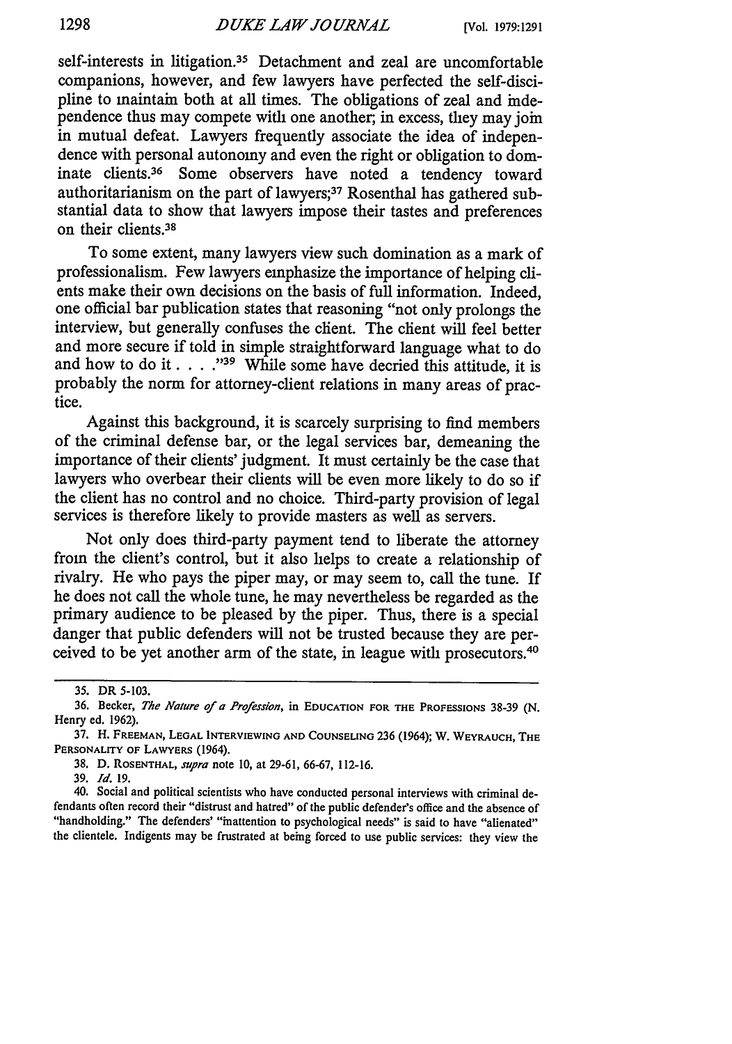self-interests in litigation.[35] Detachment and zeal are uncomfortable companions, however, and few lawyers have perfected the self-discipline to maintain both at all times. The obligations of zeal and independence thus may compete with one another; in excess, they may join in mutual defeat. Lawyers frequently associate the idea of independence with personal autonomy and even the right or obligation to dominate clients.[36] Some observers have noted a tendency toward authoritarianism on the part of lawyers;[37] Rosenthal has gathered substantial data to show that lawyers impose their tastes and preferences on their clients.[38]

To some extent, many lawyers view such domination as a mark of professionalism. Few lawyers emphasize the importance of helping clients make their own decisions on the basis of full information. Indeed, one official bar publication states that reasoning "not only prolongs the interview, but generally confuses the client. The client will feel better and more secure if told in simple straightforward language what to do and how to do it . . . ."[39] While some have decried this attitude, it is probably the norm for attorney-client relations in many areas of practice.

Against this background, it is scarcely surprising to find members of the criminal defense bar, or the legal services bar, demeaning the importance of their clients' judgment. It must certainly be the case that lawyers who overbear their clients will be even more likely to do so if the client has no control and no choice. Third-party provision of legal services is therefore likely to provide masters as well as servers.

Not only does third-party payment tend to liberate the attorney from the client's control, but it also helps to create a relationship of rivalry. He who pays the piper may, or may seem to, call the tune. If he does not call the whole tune, he may nevertheless be regarded as the primary audience to be pleased by the piper. Thus, there is a special danger that public defenders will not be trusted because they are perceived to be yet another arm of the state, in league with prosecutors.[40]

---

35. DR 5-103.

36. Becker, *The Nature of a Profession*, in EDUCATION FOR THE PROFESSIONS 38-39 (N. Henry ed. 1962).

37. H. FREEMAN, LEGAL INTERVIEWING AND COUNSELING 236 (1964); W. WEYRAUCH, THE PERSONALITY OF LAWYERS (1964).

38. D. ROSENTHAL, *supra* note 10, at 29-61, 66-67, 112-16.

39. *Id.* 19.

40. Social and political scientists who have conducted personal interviews with criminal defendants often record their "distrust and hatred" of the public defender's office and the absence of "handholding." The defenders' "inattention to psychological needs" is said to have "alienated" the clientele. Indigents may be frustrated at being forced to use public services: they view the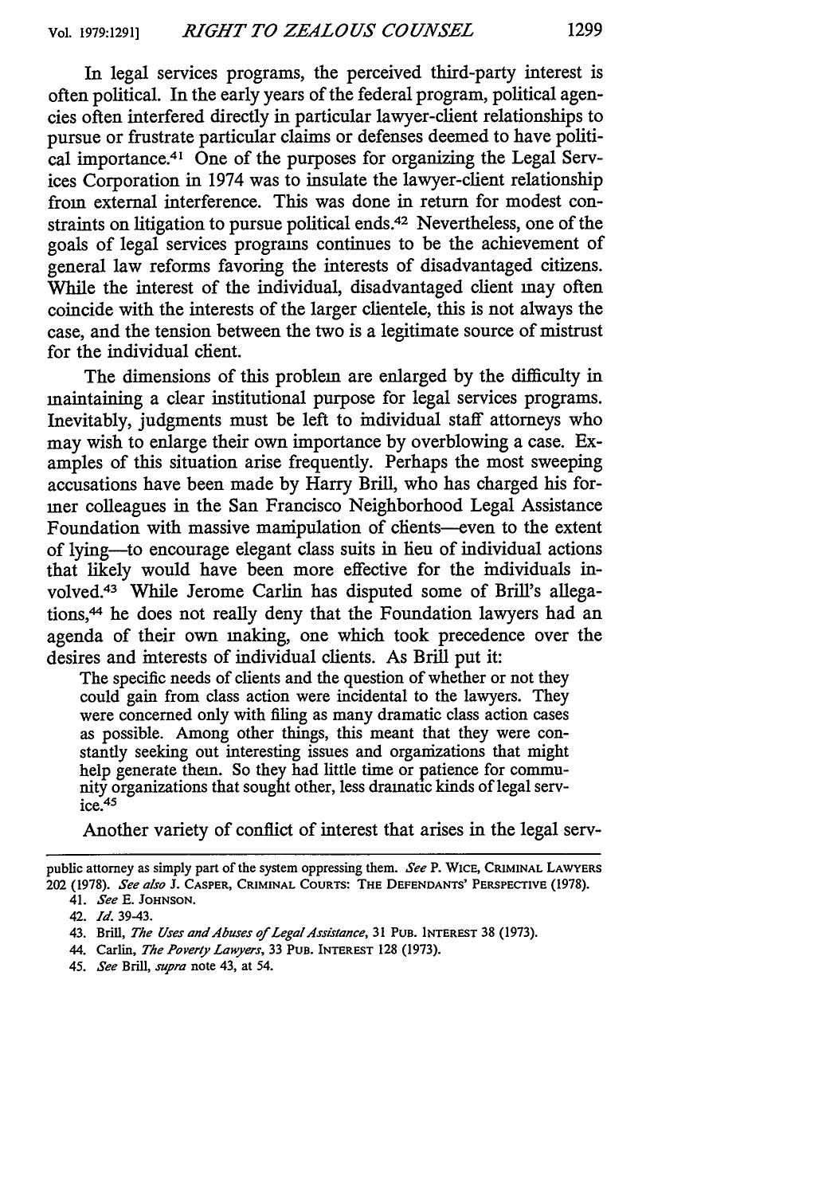In legal services programs, the perceived third-party interest is often political. In the early years of the federal program, political agencies often interfered directly in particular lawyer-client relationships to pursue or frustrate particular claims or defenses deemed to have political importance.[41] One of the purposes for organizing the Legal Services Corporation in 1974 was to insulate the lawyer-client relationship from external interference. This was done in return for modest constraints on litigation to pursue political ends.[42] Nevertheless, one of the goals of legal services programs continues to be the achievement of general law reforms favoring the interests of disadvantaged citizens. While the interest of the individual, disadvantaged client may often coincide with the interests of the larger clientele, this is not always the case, and the tension between the two is a legitimate source of mistrust for the individual client.

The dimensions of this problem are enlarged by the difficulty in maintaining a clear institutional purpose for legal services programs. Inevitably, judgments must be left to individual staff attorneys who may wish to enlarge their own importance by overblowing a case. Examples of this situation arise frequently. Perhaps the most sweeping accusations have been made by Harry Brill, who has charged his former colleagues in the San Francisco Neighborhood Legal Assistance Foundation with massive manipulation of clients—even to the extent of lying—to encourage elegant class suits in lieu of individual actions that likely would have been more effective for the individuals involved.[43] While Jerome Carlin has disputed some of Brill's allegations,[44] he does not really deny that the Foundation lawyers had an agenda of their own making, one which took precedence over the desires and interests of individual clients. As Brill put it:

> The specific needs of clients and the question of whether or not they could gain from class action were incidental to the lawyers. They were concerned only with filing as many dramatic class action cases as possible. Among other things, this meant that they were constantly seeking out interesting issues and organizations that might help generate them. So they had little time or patience for community organizations that sought other, less dramatic kinds of legal service.[45]

Another variety of conflict of interest that arises in the legal serv-

---

public attorney as simply part of the system oppressing them. *See* P. WICE, CRIMINAL LAWYERS 202 (1978). *See also* J. CASPER, CRIMINAL COURTS: THE DEFENDANTS' PERSPECTIVE (1978).

41. *See* E. JOHNSON.

42. *Id.* 39-43.

43. Brill, *The Uses and Abuses of Legal Assistance*, 31 PUB. INTEREST 38 (1973).

44. Carlin, *The Poverty Lawyers*, 33 PUB. INTEREST 128 (1973).

45. *See* Brill, *supra* note 43, at 54.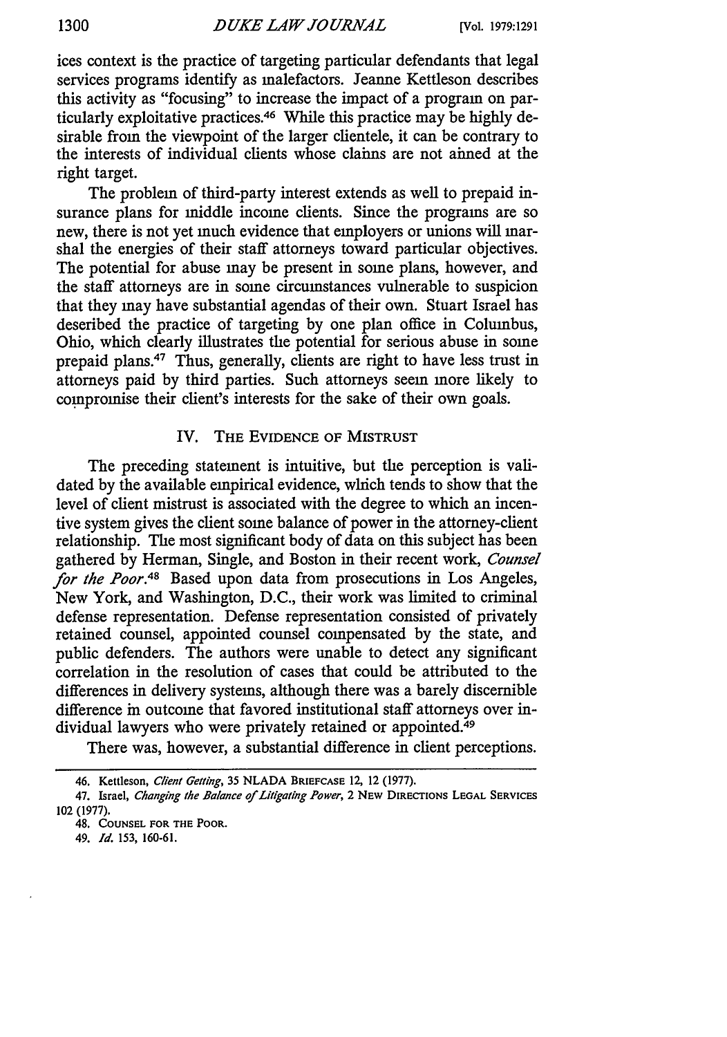ices context is the practice of targeting particular defendants that legal services programs identify as malefactors. Jeanne Kettleson describes this activity as "focusing" to increase the impact of a program on particularly exploitative practices.[46] While this practice may be highly desirable from the viewpoint of the larger clientele, it can be contrary to the interests of individual clients whose claims are not aimed at the right target.

The problem of third-party interest extends as well to prepaid insurance plans for middle income clients. Since the programs are so new, there is not yet much evidence that employers or unions will marshal the energies of their staff attorneys toward particular objectives. The potential for abuse may be present in some plans, however, and the staff attorneys are in some circumstances vulnerable to suspicion that they may have substantial agendas of their own. Stuart Israel has described the practice of targeting by one plan office in Columbus, Ohio, which clearly illustrates the potential for serious abuse in some prepaid plans.[47] Thus, generally, clients are right to have less trust in attorneys paid by third parties. Such attorneys seem more likely to compromise their client's interests for the sake of their own goals.

## IV. The Evidence of Mistrust

The preceding statement is intuitive, but the perception is validated by the available empirical evidence, which tends to show that the level of client mistrust is associated with the degree to which an incentive system gives the client some balance of power in the attorney-client relationship. The most significant body of data on this subject has been gathered by Herman, Single, and Boston in their recent work, *Counsel for the Poor*.[48] Based upon data from prosecutions in Los Angeles, New York, and Washington, D.C., their work was limited to criminal defense representation. Defense representation consisted of privately retained counsel, appointed counsel compensated by the state, and public defenders. The authors were unable to detect any significant correlation in the resolution of cases that could be attributed to the differences in delivery systems, although there was a barely discernible difference in outcome that favored institutional staff attorneys over individual lawyers who were privately retained or appointed.[49]

There was, however, a substantial difference in client perceptions.

---

46. Kettleson, *Client Getting*, 35 NLADA Briefcase 12, 12 (1977).

47. Israel, *Changing the Balance of Litigating Power*, 2 New Directions Legal Services 102 (1977).

48. Counsel for the Poor.

49. *Id.* 153, 160-61.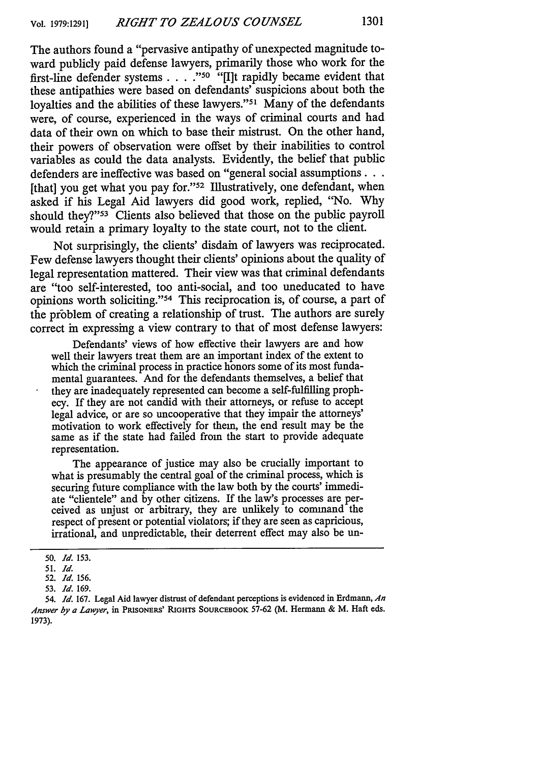The authors found a "pervasive antipathy of unexpected magnitude toward publicly paid defense lawyers, primarily those who work for the first-line defender systems . . . ."[50] "[I]t rapidly became evident that these antipathies were based on defendants' suspicions about both the loyalties and the abilities of these lawyers."[51] Many of the defendants were, of course, experienced in the ways of criminal courts and had data of their own on which to base their mistrust. On the other hand, their powers of observation were offset by their inabilities to control variables as could the data analysts. Evidently, the belief that public defenders are ineffective was based on "general social assumptions . . . [that] you get what you pay for."[52] Illustratively, one defendant, when asked if his Legal Aid lawyers did good work, replied, "No. Why should they?"[53] Clients also believed that those on the public payroll would retain a primary loyalty to the state court, not to the client.

Not surprisingly, the clients' disdain of lawyers was reciprocated. Few defense lawyers thought their clients' opinions about the quality of legal representation mattered. Their view was that criminal defendants are "too self-interested, too anti-social, and too uneducated to have opinions worth soliciting."[54] This reciprocation is, of course, a part of the problem of creating a relationship of trust. The authors are surely correct in expressing a view contrary to that of most defense lawyers:

> Defendants' views of how effective their lawyers are and how well their lawyers treat them are an important index of the extent to which the criminal process in practice honors some of its most fundamental guarantees. And for the defendants themselves, a belief that they are inadequately represented can become a self-fulfilling prophecy. If they are not candid with their attorneys, or refuse to accept legal advice, or are so uncooperative that they impair the attorneys' motivation to work effectively for them, the end result may be the same as if the state had failed from the start to provide adequate representation.
>
> The appearance of justice may also be crucially important to what is presumably the central goal of the criminal process, which is securing future compliance with the law both by the courts' immediate "clientele" and by other citizens. If the law's processes are perceived as unjust or arbitrary, they are unlikely to command the respect of present or potential violators; if they are seen as capricious, irrational, and unpredictable, their deterrent effect may also be un-

---

50. *Id.* 153.

51. *Id.*

52. *Id.* 156.

53. *Id.* 169.

54. *Id.* 167. Legal Aid lawyer distrust of defendant perceptions is evidenced in Erdmann, *An Answer by a Lawyer*, in PRISONERS' RIGHTS SOURCEBOOK 57-62 (M. Hermann & M. Haft eds. 1973).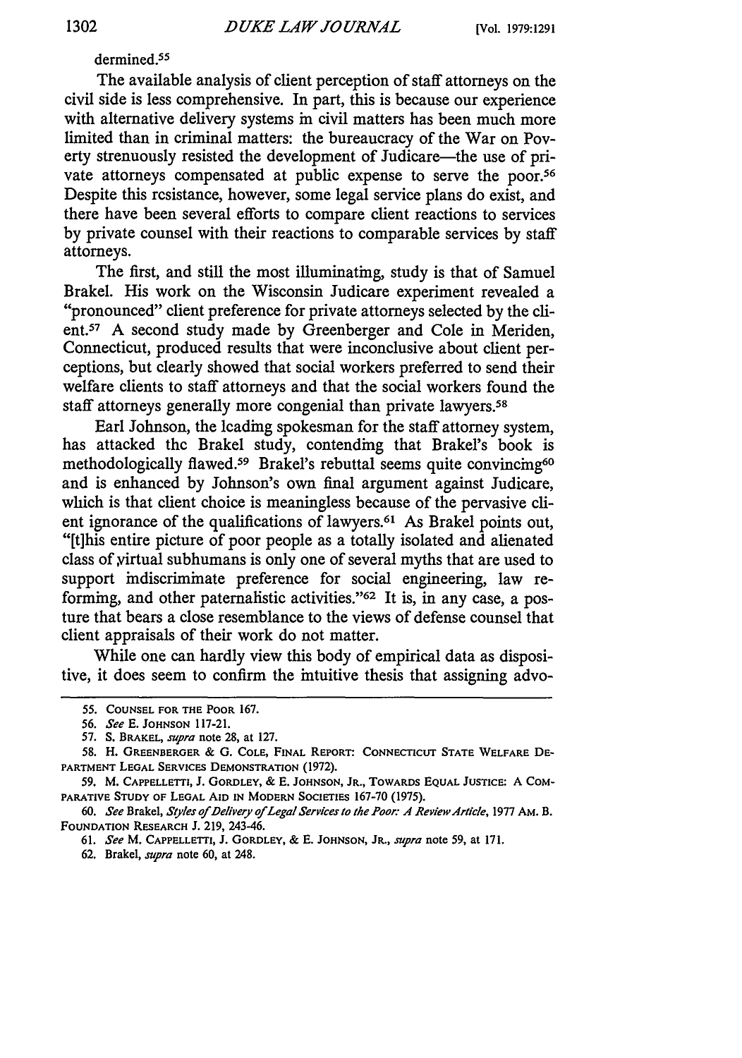dermined.[55]

The available analysis of client perception of staff attorneys on the civil side is less comprehensive. In part, this is because our experience with alternative delivery systems in civil matters has been much more limited than in criminal matters: the bureaucracy of the War on Poverty strenuously resisted the development of Judicare—the use of private attorneys compensated at public expense to serve the poor.[56] Despite this resistance, however, some legal service plans do exist, and there have been several efforts to compare client reactions to services by private counsel with their reactions to comparable services by staff attorneys.

The first, and still the most illuminating, study is that of Samuel Brakel. His work on the Wisconsin Judicare experiment revealed a "pronounced" client preference for private attorneys selected by the client.[57] A second study made by Greenberger and Cole in Meriden, Connecticut, produced results that were inconclusive about client perceptions, but clearly showed that social workers preferred to send their welfare clients to staff attorneys and that the social workers found the staff attorneys generally more congenial than private lawyers.[58]

Earl Johnson, the leading spokesman for the staff attorney system, has attacked the Brakel study, contending that Brakel's book is methodologically flawed.[59] Brakel's rebuttal seems quite convincing[60] and is enhanced by Johnson's own final argument against Judicare, which is that client choice is meaningless because of the pervasive client ignorance of the qualifications of lawyers.[61] As Brakel points out, "[t]his entire picture of poor people as a totally isolated and alienated class of virtual subhumans is only one of several myths that are used to support indiscriminate preference for social engineering, law reforming, and other paternalistic activities."[62] It is, in any case, a posture that bears a close resemblance to the views of defense counsel that client appraisals of their work do not matter.

While one can hardly view this body of empirical data as dispositive, it does seem to confirm the intuitive thesis that assigning advo-

55. COUNSEL FOR THE POOR 167.

56. *See* E. JOHNSON 117-21.

57. S. BRAKEL, *supra* note 28, at 127.

58. H. GREENBERGER & G. COLE, FINAL REPORT: CONNECTICUT STATE WELFARE DEPARTMENT LEGAL SERVICES DEMONSTRATION (1972).

59. M. CAPPELLETTI, J. GORDLEY, & E. JOHNSON, JR., TOWARDS EQUAL JUSTICE: A COMPARATIVE STUDY OF LEGAL AID IN MODERN SOCIETIES 167-70 (1975).

60. *See* Brakel, *Styles of Delivery of Legal Services to the Poor: A Review Article*, 1977 AM. B. FOUNDATION RESEARCH J. 219, 243-46.

61. *See* M. CAPPELLETTI, J. GORDLEY, & E. JOHNSON, JR., *supra* note 59, at 171.

62. Brakel, *supra* note 60, at 248.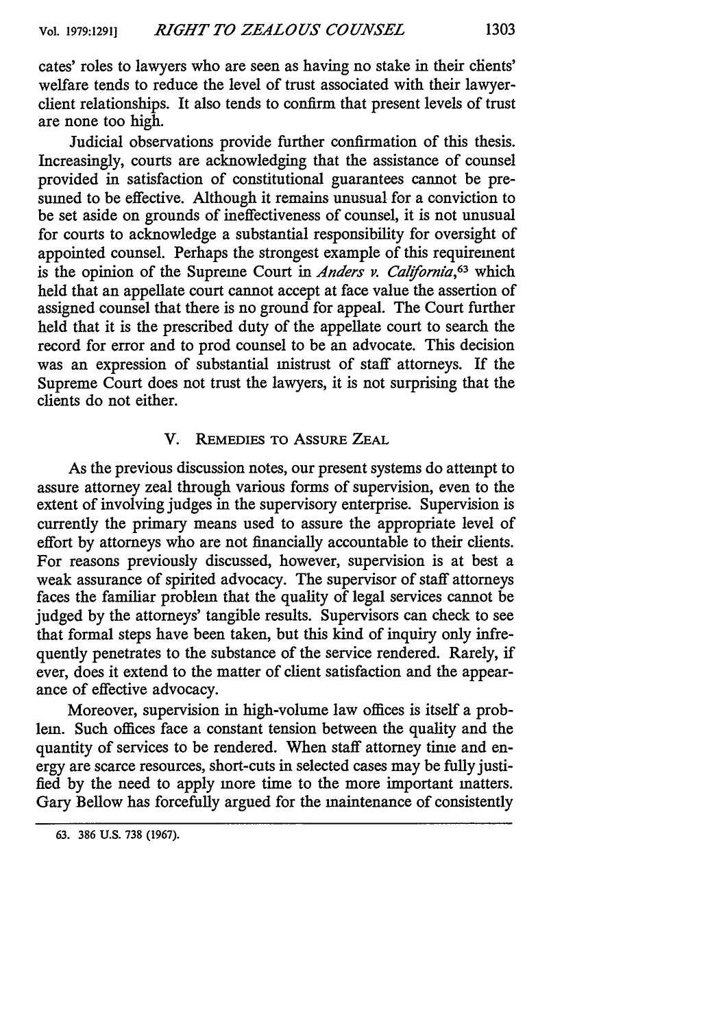cates' roles to lawyers who are seen as having no stake in their clients' welfare tends to reduce the level of trust associated with their lawyer-client relationships. It also tends to confirm that present levels of trust are none too high.

Judicial observations provide further confirmation of this thesis. Increasingly, courts are acknowledging that the assistance of counsel provided in satisfaction of constitutional guarantees cannot be presumed to be effective. Although it remains unusual for a conviction to be set aside on grounds of ineffectiveness of counsel, it is not unusual for courts to acknowledge a substantial responsibility for oversight of appointed counsel. Perhaps the strongest example of this requirement is the opinion of the Supreme Court in *Anders v. California*,[63] which held that an appellate court cannot accept at face value the assertion of assigned counsel that there is no ground for appeal. The Court further held that it is the prescribed duty of the appellate court to search the record for error and to prod counsel to be an advocate. This decision was an expression of substantial mistrust of staff attorneys. If the Supreme Court does not trust the lawyers, it is not surprising that the clients do not either.

## V. Remedies to Assure Zeal

As the previous discussion notes, our present systems do attempt to assure attorney zeal through various forms of supervision, even to the extent of involving judges in the supervisory enterprise. Supervision is currently the primary means used to assure the appropriate level of effort by attorneys who are not financially accountable to their clients. For reasons previously discussed, however, supervision is at best a weak assurance of spirited advocacy. The supervisor of staff attorneys faces the familiar problem that the quality of legal services cannot be judged by the attorneys' tangible results. Supervisors can check to see that formal steps have been taken, but this kind of inquiry only infrequently penetrates to the substance of the service rendered. Rarely, if ever, does it extend to the matter of client satisfaction and the appearance of effective advocacy.

Moreover, supervision in high-volume law offices is itself a problem. Such offices face a constant tension between the quality and the quantity of services to be rendered. When staff attorney time and energy are scarce resources, short-cuts in selected cases may be fully justified by the need to apply more time to the more important matters. Gary Bellow has forcefully argued for the maintenance of consistently

---

63. 386 U.S. 738 (1967).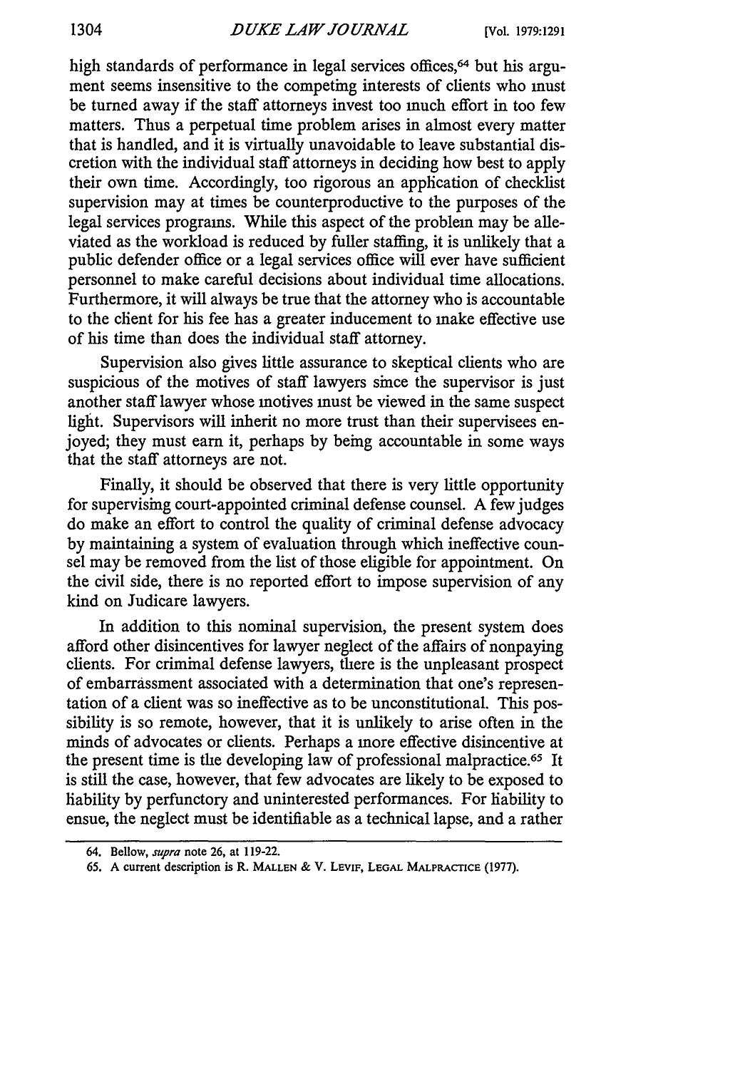high standards of performance in legal services offices,[64] but his argument seems insensitive to the competing interests of clients who must be turned away if the staff attorneys invest too much effort in too few matters. Thus a perpetual time problem arises in almost every matter that is handled, and it is virtually unavoidable to leave substantial discretion with the individual staff attorneys in deciding how best to apply their own time. Accordingly, too rigorous an application of checklist supervision may at times be counterproductive to the purposes of the legal services programs. While this aspect of the problem may be alleviated as the workload is reduced by fuller staffing, it is unlikely that a public defender office or a legal services office will ever have sufficient personnel to make careful decisions about individual time allocations. Furthermore, it will always be true that the attorney who is accountable to the client for his fee has a greater inducement to make effective use of his time than does the individual staff attorney.

Supervision also gives little assurance to skeptical clients who are suspicious of the motives of staff lawyers since the supervisor is just another staff lawyer whose motives must be viewed in the same suspect light. Supervisors will inherit no more trust than their supervisees enjoyed; they must earn it, perhaps by being accountable in some ways that the staff attorneys are not.

Finally, it should be observed that there is very little opportunity for supervising court-appointed criminal defense counsel. A few judges do make an effort to control the quality of criminal defense advocacy by maintaining a system of evaluation through which ineffective counsel may be removed from the list of those eligible for appointment. On the civil side, there is no reported effort to impose supervision of any kind on Judicare lawyers.

In addition to this nominal supervision, the present system does afford other disincentives for lawyer neglect of the affairs of nonpaying clients. For criminal defense lawyers, there is the unpleasant prospect of embarrassment associated with a determination that one's representation of a client was so ineffective as to be unconstitutional. This possibility is so remote, however, that it is unlikely to arise often in the minds of advocates or clients. Perhaps a more effective disincentive at the present time is the developing law of professional malpractice.[65] It is still the case, however, that few advocates are likely to be exposed to liability by perfunctory and uninterested performances. For liability to ensue, the neglect must be identifiable as a technical lapse, and a rather

---

64. Bellow, *supra* note 26, at 119-22.

65. A current description is R. MALLEN & V. LEVIT, LEGAL MALPRACTICE (1977).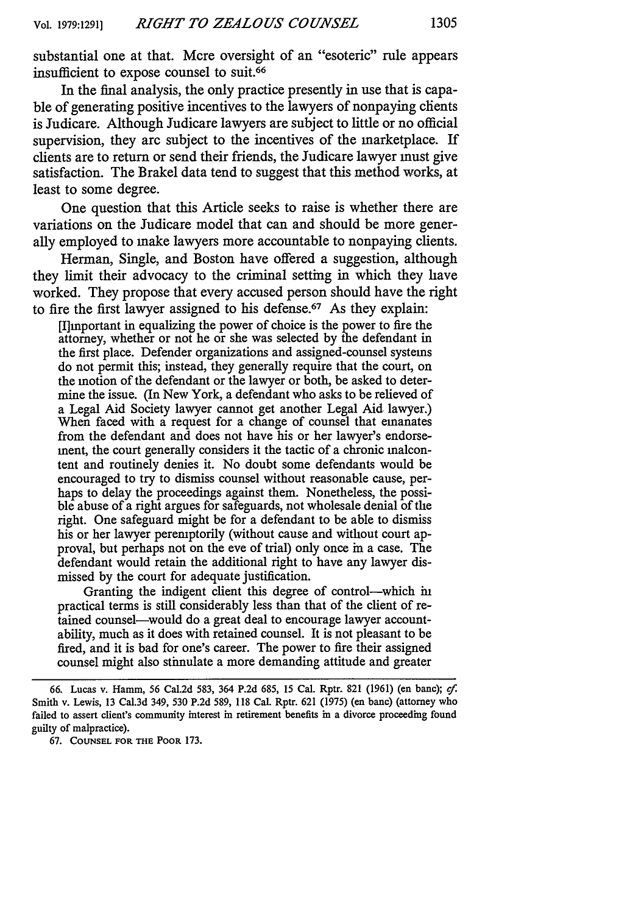substantial one at that. Mere oversight of an "esoteric" rule appears insufficient to expose counsel to suit.[66]

In the final analysis, the only practice presently in use that is capable of generating positive incentives to the lawyers of nonpaying clients is Judicare. Although Judicare lawyers are subject to little or no official supervision, they are subject to the incentives of the marketplace. If clients are to return or send their friends, the Judicare lawyer must give satisfaction. The Brakel data tend to suggest that this method works, at least to some degree.

One question that this Article seeks to raise is whether there are variations on the Judicare model that can and should be more generally employed to make lawyers more accountable to nonpaying clients.

Herman, Single, and Boston have offered a suggestion, although they limit their advocacy to the criminal setting in which they have worked. They propose that every accused person should have the right to fire the first lawyer assigned to his defense.[67] As they explain:

> [I]mportant in equalizing the power of choice is the power to fire the attorney, whether or not he or she was selected by the defendant in the first place. Defender organizations and assigned-counsel systems do not permit this; instead, they generally require that the court, on the motion of the defendant or the lawyer or both, be asked to determine the issue. (In New York, a defendant who asks to be relieved of a Legal Aid Society lawyer cannot get another Legal Aid lawyer.) When faced with a request for a change of counsel that emanates from the defendant and does not have his or her lawyer's endorsement, the court generally considers it the tactic of a chronic malcontent and routinely denies it. No doubt some defendants would be encouraged to try to dismiss counsel without reasonable cause, perhaps to delay the proceedings against them. Nonetheless, the possible abuse of a right argues for safeguards, not wholesale denial of the right. One safeguard might be for a defendant to be able to dismiss his or her lawyer peremptorily (without cause and without court approval, but perhaps not on the eve of trial) only once in a case. The defendant would retain the additional right to have any lawyer dismissed by the court for adequate justification.
>
> Granting the indigent client this degree of control—which in practical terms is still considerably less than that of the client of retained counsel—would do a great deal to encourage lawyer accountability, much as it does with retained counsel. It is not pleasant to be fired, and it is bad for one's career. The power to fire their assigned counsel might also stimulate a more demanding attitude and greater

---

66. Lucas v. Hamm, 56 Cal.2d 583, 364 P.2d 685, 15 Cal. Rptr. 821 (1961) (en banc); *cf.* Smith v. Lewis, 13 Cal.3d 349, 530 P.2d 589, 118 Cal. Rptr. 621 (1975) (en banc) (attorney who failed to assert client's community interest in retirement benefits in a divorce proceeding found guilty of malpractice).

67. COUNSEL FOR THE POOR 173.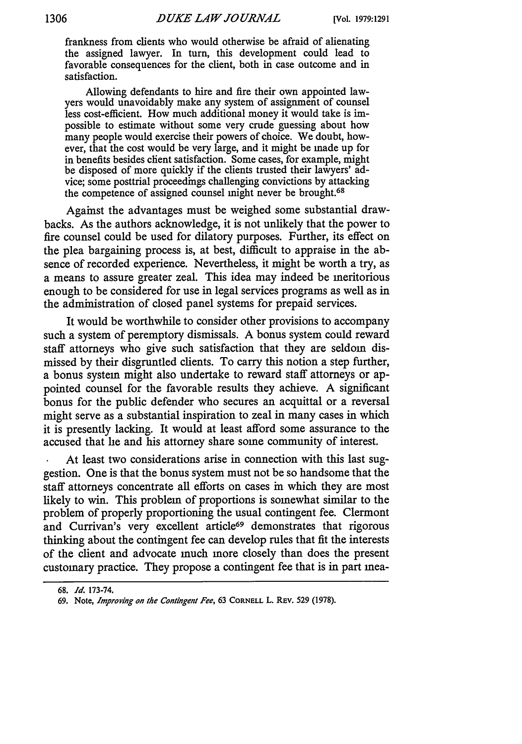> frankness from clients who would otherwise be afraid of alienating the assigned lawyer. In turn, this development could lead to favorable consequences for the client, both in case outcome and in satisfaction.
>
> Allowing defendants to hire and fire their own appointed lawyers would unavoidably make any system of assignment of counsel less cost-efficient. How much additional money it would take is impossible to estimate without some very crude guessing about how many people would exercise their powers of choice. We doubt, however, that the cost would be very large, and it might be made up for in benefits besides client satisfaction. Some cases, for example, might be disposed of more quickly if the clients trusted their lawyers' advice; some posttrial proceedings challenging convictions by attacking the competence of assigned counsel might never be brought.[68]

Against the advantages must be weighed some substantial drawbacks. As the authors acknowledge, it is not unlikely that the power to fire counsel could be used for dilatory purposes. Further, its effect on the plea bargaining process is, at best, difficult to appraise in the absence of recorded experience. Nevertheless, it might be worth a try, as a means to assure greater zeal. This idea may indeed be meritorious enough to be considered for use in legal services programs as well as in the administration of closed panel systems for prepaid services.

It would be worthwhile to consider other provisions to accompany such a system of peremptory dismissals. A bonus system could reward staff attorneys who give such satisfaction that they are seldom dismissed by their disgruntled clients. To carry this notion a step further, a bonus system might also undertake to reward staff attorneys or appointed counsel for the favorable results they achieve. A significant bonus for the public defender who secures an acquittal or a reversal might serve as a substantial inspiration to zeal in many cases in which it is presently lacking. It would at least afford some assurance to the accused that he and his attorney share some community of interest.

At least two considerations arise in connection with this last suggestion. One is that the bonus system must not be so handsome that the staff attorneys concentrate all efforts on cases in which they are most likely to win. This problem of proportions is somewhat similar to the problem of properly proportioning the usual contingent fee. Clermont and Currivan's very excellent article[69] demonstrates that rigorous thinking about the contingent fee can develop rules that fit the interests of the client and advocate much more closely than does the present customary practice. They propose a contingent fee that is in part mea-

---

68. *Id.* 173-74.

69. Note, *Improving on the Contingent Fee*, 63 CORNELL L. REV. 529 (1978).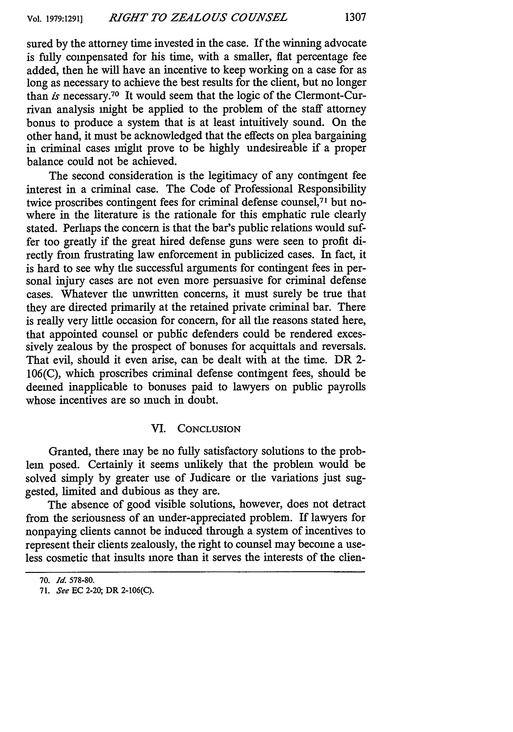sured by the attorney time invested in the case. If the winning advocate is fully compensated for his time, with a smaller, flat percentage fee added, then he will have an incentive to keep working on a case for as long as necessary to achieve the best results for the client, but no longer than *is* necessary.[70] It would seem that the logic of the Clermont-Currivan analysis might be applied to the problem of the staff attorney bonus to produce a system that is at least intuitively sound. On the other hand, it must be acknowledged that the effects on plea bargaining in criminal cases might prove to be highly undesireable if a proper balance could not be achieved.

The second consideration is the legitimacy of any contingent fee interest in a criminal case. The Code of Professional Responsibility twice proscribes contingent fees for criminal defense counsel,[71] but nowhere in the literature is the rationale for this emphatic rule clearly stated. Perhaps the concern is that the bar's public relations would suffer too greatly if the great hired defense guns were seen to profit directly from frustrating law enforcement in publicized cases. In fact, it is hard to see why the successful arguments for contingent fees in personal injury cases are not even more persuasive for criminal defense cases. Whatever the unwritten concerns, it must surely be true that they are directed primarily at the retained private criminal bar. There is really very little occasion for concern, for all the reasons stated here, that appointed counsel or public defenders could be rendered excessively zealous by the prospect of bonuses for acquittals and reversals. That evil, should it even arise, can be dealt with at the time. DR 2-106(C), which proscribes criminal defense contingent fees, should be deemed inapplicable to bonuses paid to lawyers on public payrolls whose incentives are so much in doubt.

## VI. Conclusion

Granted, there may be no fully satisfactory solutions to the problem posed. Certainly it seems unlikely that the problem would be solved simply by greater use of Judicare or the variations just suggested, limited and dubious as they are.

The absence of good visible solutions, however, does not detract from the seriousness of an under-appreciated problem. If lawyers for nonpaying clients cannot be induced through a system of incentives to represent their clients zealously, the right to counsel may become a useless cosmetic that insults more than it serves the interests of the clien-

---

70. *Id.* 578-80.

71. *See* EC 2-20; DR 2-106(C).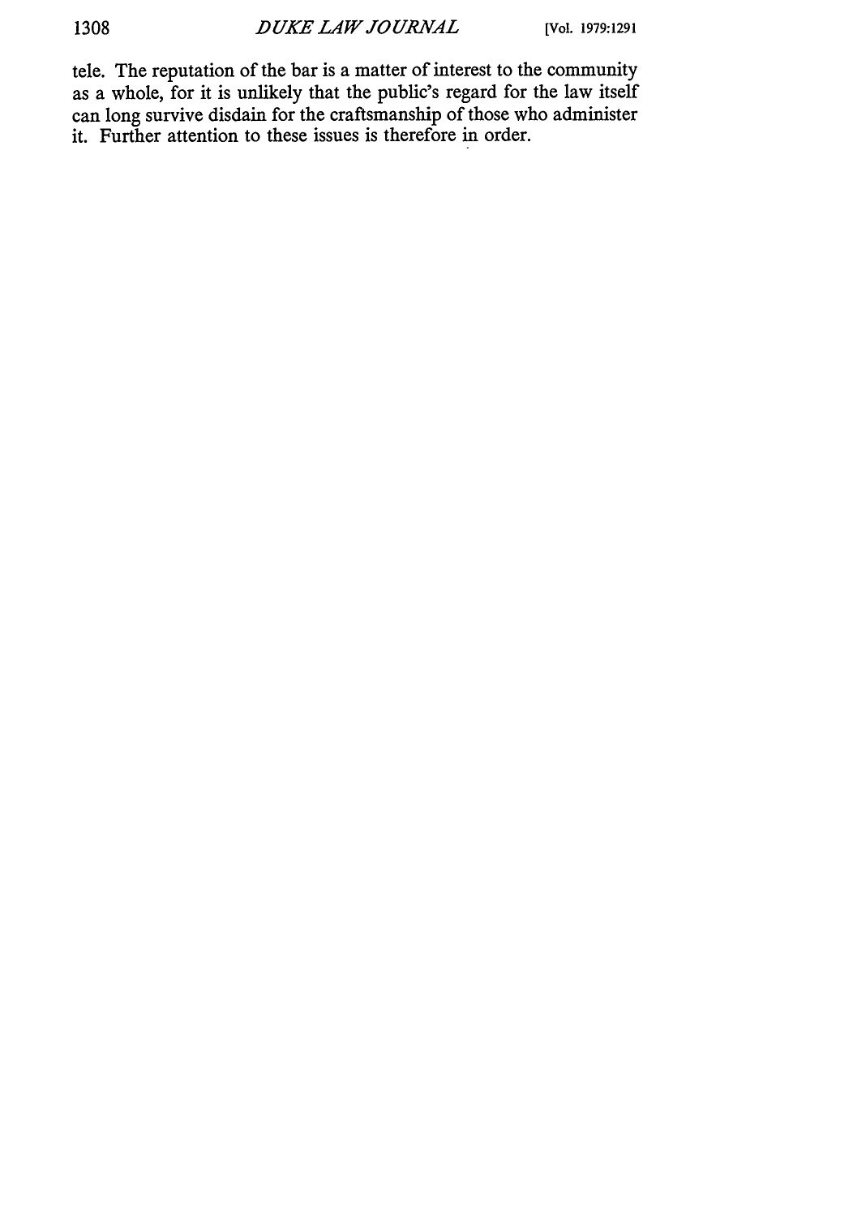tele. The reputation of the bar is a matter of interest to the community as a whole, for it is unlikely that the public's regard for the law itself can long survive disdain for the craftsmanship of those who administer it. Further attention to these issues is therefore in order.